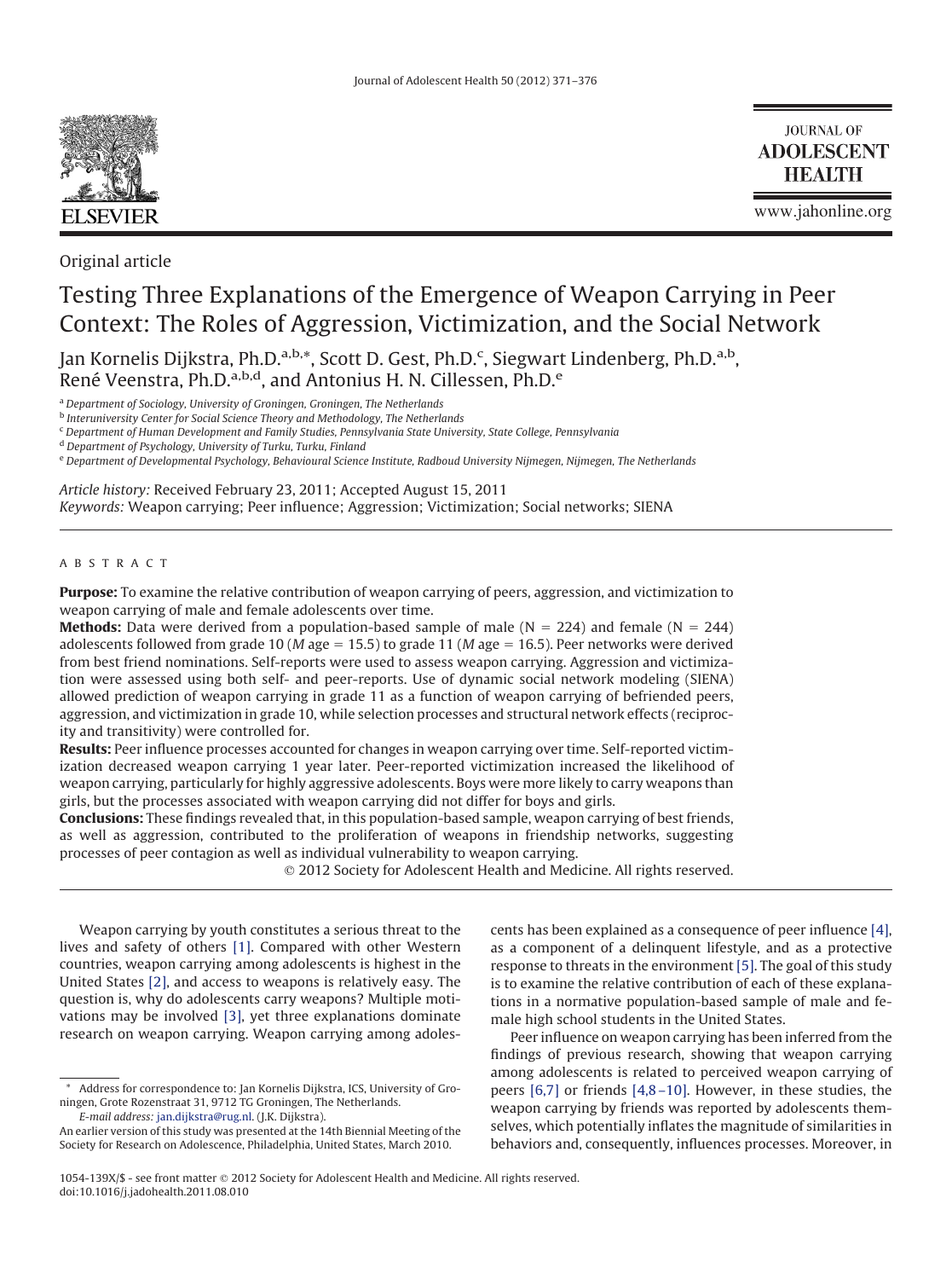Original article

# Testing Three Explanations of the Emergence of Weapon Carrying in Peer Context: The Roles of Aggression, Victimization, and the Social Network

Jan Kornelis Dijkstra, Ph.D.[a,b,*], Scott D. Gest, Ph.D.[c], Siegwart Lindenberg, Ph.D.[a,b], René Veenstra, Ph.D.[a,b,d], and Antonius H. N. Cillessen, Ph.D.[e]

[a] *Department of Sociology, University of Groningen, Groningen, The Netherlands*
[b] *Interuniversity Center for Social Science Theory and Methodology, The Netherlands*
[c] *Department of Human Development and Family Studies, Pennsylvania State University, State College, Pennsylvania*
[d] *Department of Psychology, University of Turku, Turku, Finland*
[e] *Department of Developmental Psychology, Behavioural Science Institute, Radboud University Nijmegen, Nijmegen, The Netherlands*

*Article history:* Received February 23, 2011; Accepted August 15, 2011
*Keywords:* Weapon carrying; Peer influence; Aggression; Victimization; Social networks; SIENA

## ABSTRACT

**Purpose:** To examine the relative contribution of weapon carrying of peers, aggression, and victimization to weapon carrying of male and female adolescents over time.

**Methods:** Data were derived from a population-based sample of male (N = 224) and female (N = 244) adolescents followed from grade 10 (*M* age = 15.5) to grade 11 (*M* age = 16.5). Peer networks were derived from best friend nominations. Self-reports were used to assess weapon carrying. Aggression and victimization were assessed using both self- and peer-reports. Use of dynamic social network modeling (SIENA) allowed prediction of weapon carrying in grade 11 as a function of weapon carrying of befriended peers, aggression, and victimization in grade 10, while selection processes and structural network effects (reciprocity and transitivity) were controlled for.

**Results:** Peer influence processes accounted for changes in weapon carrying over time. Self-reported victimization decreased weapon carrying 1 year later. Peer-reported victimization increased the likelihood of weapon carrying, particularly for highly aggressive adolescents. Boys were more likely to carry weapons than girls, but the processes associated with weapon carrying did not differ for boys and girls.

**Conclusions:** These findings revealed that, in this population-based sample, weapon carrying of best friends, as well as aggression, contributed to the proliferation of weapons in friendship networks, suggesting processes of peer contagion as well as individual vulnerability to weapon carrying.

© 2012 Society for Adolescent Health and Medicine. All rights reserved.

Weapon carrying by youth constitutes a serious threat to the lives and safety of others [1]. Compared with other Western countries, weapon carrying among adolescents is highest in the United States [2], and access to weapons is relatively easy. The question is, why do adolescents carry weapons? Multiple motivations may be involved [3], yet three explanations dominate research on weapon carrying. Weapon carrying among adolescents has been explained as a consequence of peer influence [4], as a component of a delinquent lifestyle, and as a protective response to threats in the environment [5]. The goal of this study is to examine the relative contribution of each of these explanations in a normative population-based sample of male and female high school students in the United States.

Peer influence on weapon carrying has been inferred from the findings of previous research, showing that weapon carrying among adolescents is related to perceived weapon carrying of peers [6,7] or friends [4,8–10]. However, in these studies, the weapon carrying by friends was reported by adolescents themselves, which potentially inflates the magnitude of similarities in behaviors and, consequently, influences processes. Moreover, in

* Address for correspondence to: Jan Kornelis Dijkstra, ICS, University of Groningen, Grote Rozenstraat 31, 9712 TG Groningen, The Netherlands.
*E-mail address:* jan.dijkstra@rug.nl. (J.K. Dijkstra).

An earlier version of this study was presented at the 14th Biennial Meeting of the Society for Research on Adolescence, Philadelphia, United States, March 2010.

1054-139X/$ - see front matter © 2012 Society for Adolescent Health and Medicine. All rights reserved.
doi:10.1016/j.jadohealth.2011.08.010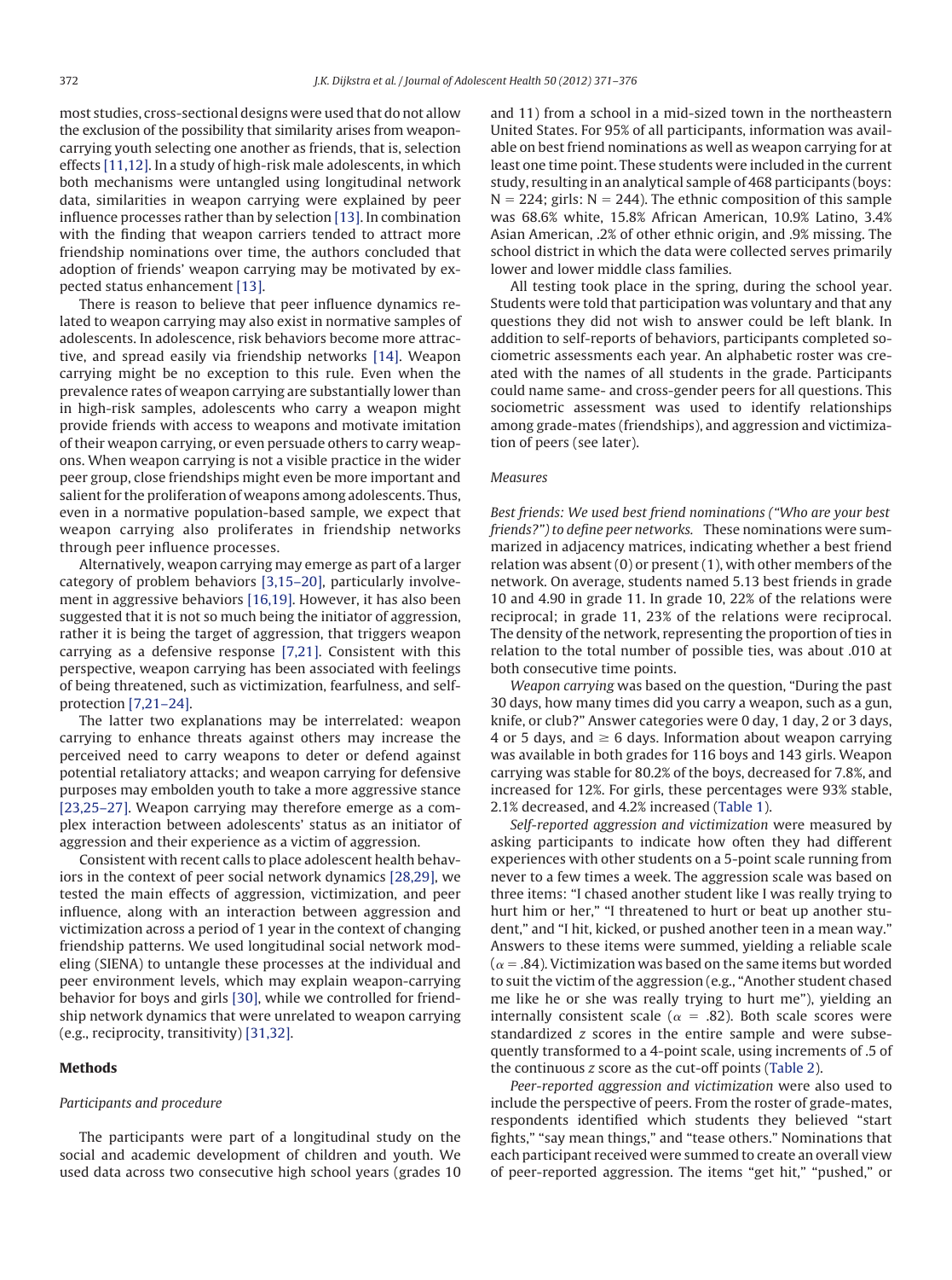most studies, cross-sectional designs were used that do not allow the exclusion of the possibility that similarity arises from weapon-carrying youth selecting one another as friends, that is, selection effects [11,12]. In a study of high-risk male adolescents, in which both mechanisms were untangled using longitudinal network data, similarities in weapon carrying were explained by peer influence processes rather than by selection [13]. In combination with the finding that weapon carriers tended to attract more friendship nominations over time, the authors concluded that adoption of friends' weapon carrying may be motivated by expected status enhancement [13].

There is reason to believe that peer influence dynamics related to weapon carrying may also exist in normative samples of adolescents. In adolescence, risk behaviors become more attractive, and spread easily via friendship networks [14]. Weapon carrying might be no exception to this rule. Even when the prevalence rates of weapon carrying are substantially lower than in high-risk samples, adolescents who carry a weapon might provide friends with access to weapons and motivate imitation of their weapon carrying, or even persuade others to carry weapons. When weapon carrying is not a visible practice in the wider peer group, close friendships might even be more important and salient for the proliferation of weapons among adolescents. Thus, even in a normative population-based sample, we expect that weapon carrying also proliferates in friendship networks through peer influence processes.

Alternatively, weapon carrying may emerge as part of a larger category of problem behaviors [3,15–20], particularly involvement in aggressive behaviors [16,19]. However, it has also been suggested that it is not so much being the initiator of aggression, rather it is being the target of aggression, that triggers weapon carrying as a defensive response [7,21]. Consistent with this perspective, weapon carrying has been associated with feelings of being threatened, such as victimization, fearfulness, and self-protection [7,21–24].

The latter two explanations may be interrelated: weapon carrying to enhance threats against others may increase the perceived need to carry weapons to deter or defend against potential retaliatory attacks; and weapon carrying for defensive purposes may embolden youth to take a more aggressive stance [23,25–27]. Weapon carrying may therefore emerge as a complex interaction between adolescents' status as an initiator of aggression and their experience as a victim of aggression.

Consistent with recent calls to place adolescent health behaviors in the context of peer social network dynamics [28,29], we tested the main effects of aggression, victimization, and peer influence, along with an interaction between aggression and victimization across a period of 1 year in the context of changing friendship patterns. We used longitudinal social network modeling (SIENA) to untangle these processes at the individual and peer environment levels, which may explain weapon-carrying behavior for boys and girls [30], while we controlled for friendship network dynamics that were unrelated to weapon carrying (e.g., reciprocity, transitivity) [31,32].

## Methods

### Participants and procedure

The participants were part of a longitudinal study on the social and academic development of children and youth. We used data across two consecutive high school years (grades 10 and 11) from a school in a mid-sized town in the northeastern United States. For 95% of all participants, information was available on best friend nominations as well as weapon carrying for at least one time point. These students were included in the current study, resulting in an analytical sample of 468 participants (boys: N = 224; girls: N = 244). The ethnic composition of this sample was 68.6% white, 15.8% African American, 10.9% Latino, 3.4% Asian American, .2% of other ethnic origin, and .9% missing. The school district in which the data were collected serves primarily lower and lower middle class families.

All testing took place in the spring, during the school year. Students were told that participation was voluntary and that any questions they did not wish to answer could be left blank. In addition to self-reports of behaviors, participants completed sociometric assessments each year. An alphabetic roster was created with the names of all students in the grade. Participants could name same- and cross-gender peers for all questions. This sociometric assessment was used to identify relationships among grade-mates (friendships), and aggression and victimization of peers (see later).

### Measures

*Best friends: We used best friend nominations ("Who are your best friends?") to define peer networks.* These nominations were summarized in adjacency matrices, indicating whether a best friend relation was absent (0) or present (1), with other members of the network. On average, students named 5.13 best friends in grade 10 and 4.90 in grade 11. In grade 10, 22% of the relations were reciprocal; in grade 11, 23% of the relations were reciprocal. The density of the network, representing the proportion of ties in relation to the total number of possible ties, was about .010 at both consecutive time points.

*Weapon carrying* was based on the question, "During the past 30 days, how many times did you carry a weapon, such as a gun, knife, or club?" Answer categories were 0 day, 1 day, 2 or 3 days, 4 or 5 days, and $\geq$ 6 days. Information about weapon carrying was available in both grades for 116 boys and 143 girls. Weapon carrying was stable for 80.2% of the boys, decreased for 7.8%, and increased for 12%. For girls, these percentages were 93% stable, 2.1% decreased, and 4.2% increased (Table 1).

*Self-reported aggression and victimization* were measured by asking participants to indicate how often they had different experiences with other students on a 5-point scale running from never to a few times a week. The aggression scale was based on three items: "I chased another student like I was really trying to hurt him or her," "I threatened to hurt or beat up another student," and "I hit, kicked, or pushed another teen in a mean way." Answers to these items were summed, yielding a reliable scale ($\alpha$ = .84). Victimization was based on the same items but worded to suit the victim of the aggression (e.g., "Another student chased me like he or she was really trying to hurt me"), yielding an internally consistent scale ($\alpha$ = .82). Both scale scores were standardized *z* scores in the entire sample and were subsequently transformed to a 4-point scale, using increments of .5 of the continuous *z* score as the cut-off points (Table 2).

*Peer-reported aggression and victimization* were also used to include the perspective of peers. From the roster of grade-mates, respondents identified which students they believed "start fights," "say mean things," and "tease others." Nominations that each participant received were summed to create an overall view of peer-reported aggression. The items "get hit," "pushed," or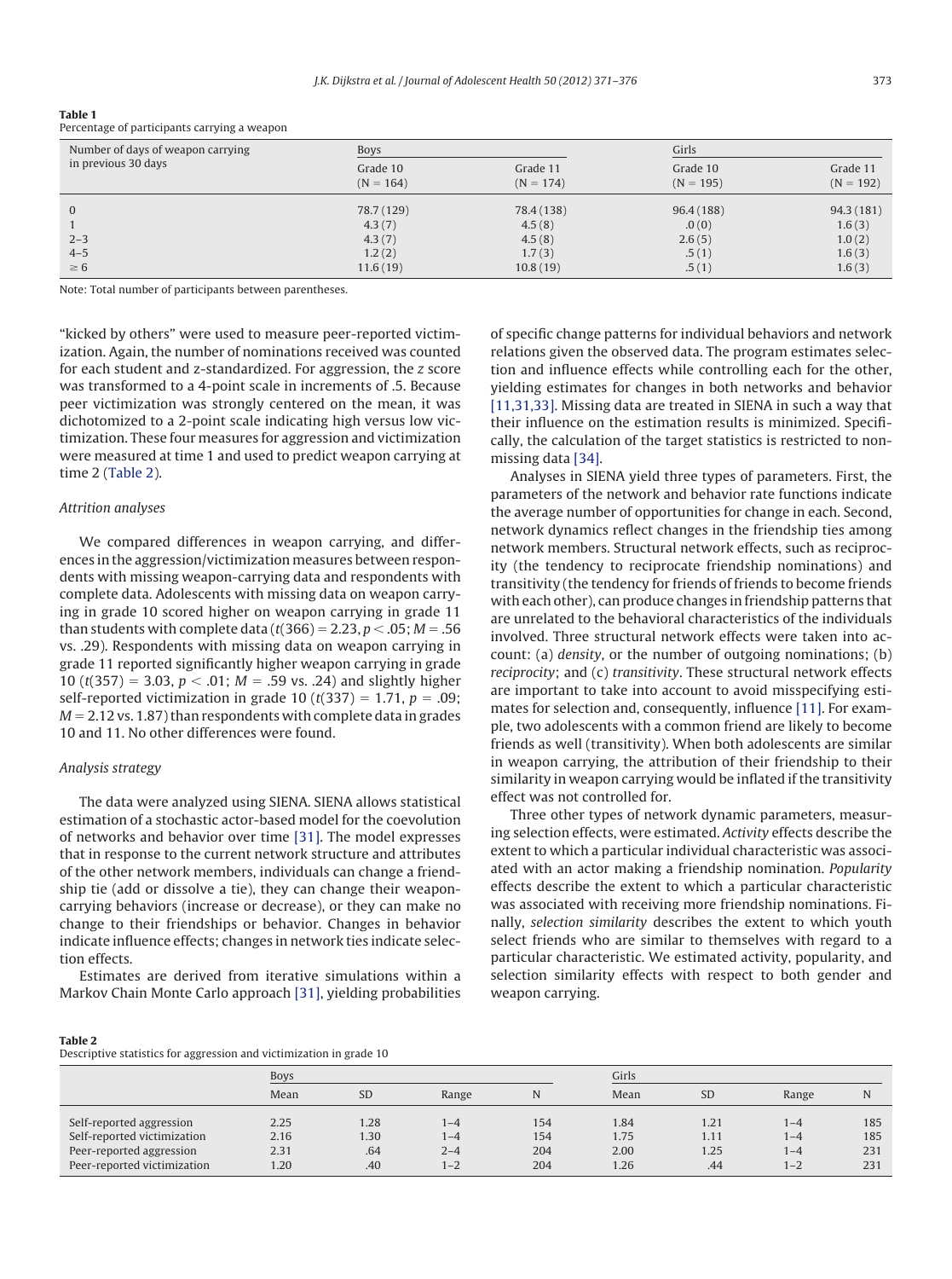**Table 1**
Percentage of participants carrying a weapon

| Number of days of weapon carrying in previous 30 days | Boys | | Girls | |
|---|---|---|---|---|
| | Grade 10 (N = 164) | Grade 11 (N = 174) | Grade 10 (N = 195) | Grade 11 (N = 192) |
| 0 | 78.7 (129) | 78.4 (138) | 96.4 (188) | 94.3 (181) |
| 1 | 4.3 (7) | 4.5 (8) | .0 (0) | 1.6 (3) |
| 2–3 | 4.3 (7) | 4.5 (8) | 2.6 (5) | 1.0 (2) |
| 4–5 | 1.2 (2) | 1.7 (3) | .5 (1) | 1.6 (3) |
| ≥ 6 | 11.6 (19) | 10.8 (19) | .5 (1) | 1.6 (3) |

Note: Total number of participants between parentheses.

"kicked by others" were used to measure peer-reported victimization. Again, the number of nominations received was counted for each student and z-standardized. For aggression, the *z* score was transformed to a 4-point scale in increments of .5. Because peer victimization was strongly centered on the mean, it was dichotomized to a 2-point scale indicating high versus low victimization. These four measures for aggression and victimization were measured at time 1 and used to predict weapon carrying at time 2 (Table 2).

### Attrition analyses

We compared differences in weapon carrying, and differences in the aggression/victimization measures between respondents with missing weapon-carrying data and respondents with complete data. Adolescents with missing data on weapon carrying in grade 10 scored higher on weapon carrying in grade 11 than students with complete data ($t(366) = 2.23$, $p < .05$; $M = .56$ vs. .29). Respondents with missing data on weapon carrying in grade 11 reported significantly higher weapon carrying in grade 10 ($t(357) = 3.03$, $p < .01$; $M = .59$ vs. .24) and slightly higher self-reported victimization in grade 10 ($t(337) = 1.71$, $p = .09$; $M = 2.12$ vs. 1.87) than respondents with complete data in grades 10 and 11. No other differences were found.

### Analysis strategy

The data were analyzed using SIENA. SIENA allows statistical estimation of a stochastic actor-based model for the coevolution of networks and behavior over time [31]. The model expresses that in response to the current network structure and attributes of the other network members, individuals can change a friendship tie (add or dissolve a tie), they can change their weapon-carrying behaviors (increase or decrease), or they can make no change to their friendships or behavior. Changes in behavior indicate influence effects; changes in network ties indicate selection effects.

Estimates are derived from iterative simulations within a Markov Chain Monte Carlo approach [31], yielding probabilities of specific change patterns for individual behaviors and network relations given the observed data. The program estimates selection and influence effects while controlling each for the other, yielding estimates for changes in both networks and behavior [11,31,33]. Missing data are treated in SIENA in such a way that their influence on the estimation results is minimized. Specifically, the calculation of the target statistics is restricted to non-missing data [34].

Analyses in SIENA yield three types of parameters. First, the parameters of the network and behavior rate functions indicate the average number of opportunities for change in each. Second, network dynamics reflect changes in the friendship ties among network members. Structural network effects, such as reciprocity (the tendency to reciprocate friendship nominations) and transitivity (the tendency for friends of friends to become friends with each other), can produce changes in friendship patterns that are unrelated to the behavioral characteristics of the individuals involved. Three structural network effects were taken into account: (a) *density*, or the number of outgoing nominations; (b) *reciprocity*; and (c) *transitivity*. These structural network effects are important to take into account to avoid misspecifying estimates for selection and, consequently, influence [11]. For example, two adolescents with a common friend are likely to become friends as well (transitivity). When both adolescents are similar in weapon carrying, the attribution of their friendship to their similarity in weapon carrying would be inflated if the transitivity effect was not controlled for.

Three other types of network dynamic parameters, measuring selection effects, were estimated. *Activity* effects describe the extent to which a particular individual characteristic was associated with an actor making a friendship nomination. *Popularity* effects describe the extent to which a particular characteristic was associated with receiving more friendship nominations. Finally, *selection similarity* describes the extent to which youth select friends who are similar to themselves with regard to a particular characteristic. We estimated activity, popularity, and selection similarity effects with respect to both gender and weapon carrying.

**Table 2**
Descriptive statistics for aggression and victimization in grade 10

| | Boys | | | | Girls | | | |
|---|---|---|---|---|---|---|---|---|
| | Mean | SD | Range | N | Mean | SD | Range | N |
| Self-reported aggression | 2.25 | 1.28 | 1–4 | 154 | 1.84 | 1.21 | 1–4 | 185 |
| Self-reported victimization | 2.16 | 1.30 | 1–4 | 154 | 1.75 | 1.11 | 1–4 | 185 |
| Peer-reported aggression | 2.31 | .64 | 2–4 | 204 | 2.00 | 1.25 | 1–4 | 231 |
| Peer-reported victimization | 1.20 | .40 | 1–2 | 204 | 1.26 | .44 | 1–2 | 231 |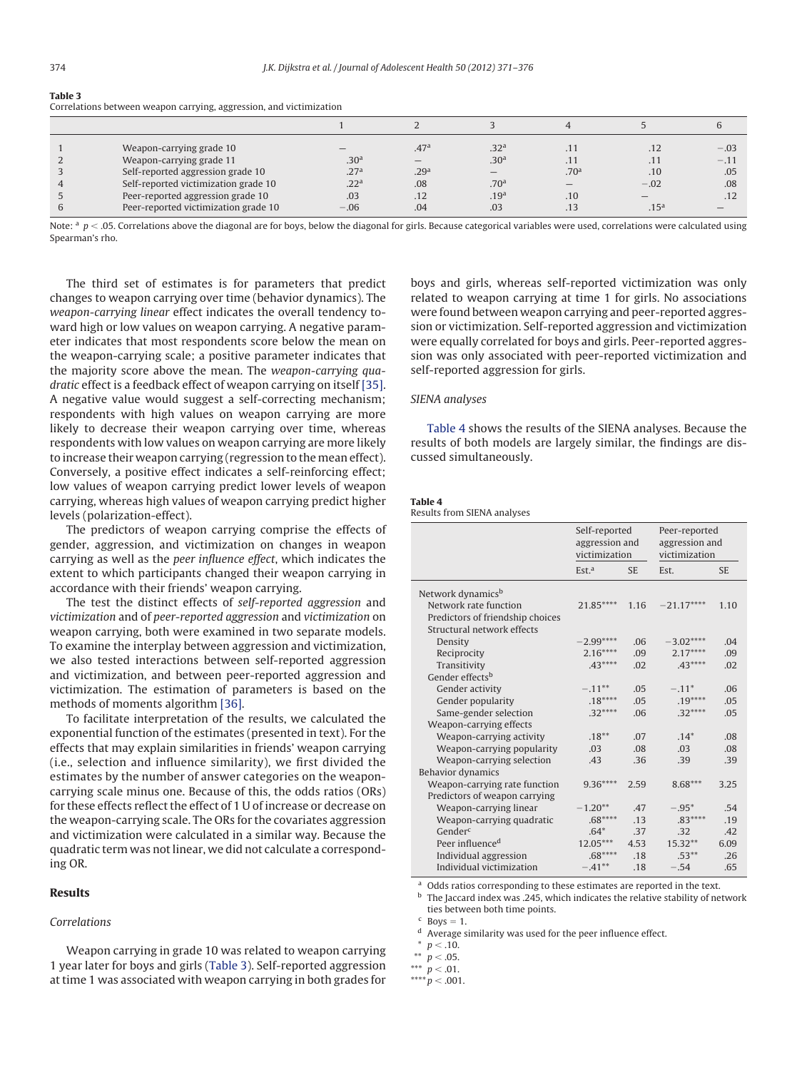**Table 3**
Correlations between weapon carrying, aggression, and victimization

| | | 1 | 2 | 3 | 4 | 5 | 6 |
|---|---|---|---|---|---|---|---|
| 1 | Weapon-carrying grade 10 | — | .47[a] | .32[a] | .11 | .12 | −.03 |
| 2 | Weapon-carrying grade 11 | .30[a] | — | .30[a] | .11 | .11 | −.11 |
| 3 | Self-reported aggression grade 10 | .27[a] | .29[a] | — | .70[a] | .10 | .05 |
| 4 | Self-reported victimization grade 10 | .22[a] | .08 | .70[a] | — | −.02 | .08 |
| 5 | Peer-reported aggression grade 10 | .03 | .12 | .19[a] | .10 | — | .12 |
| 6 | Peer-reported victimization grade 10 | −.06 | .04 | .03 | .13 | .15[a] | — |

Note: [a] $p < .05$. Correlations above the diagonal are for boys, below the diagonal for girls. Because categorical variables were used, correlations were calculated using Spearman's rho.

The third set of estimates is for parameters that predict changes to weapon carrying over time (behavior dynamics). The *weapon-carrying linear* effect indicates the overall tendency toward high or low values on weapon carrying. A negative parameter indicates that most respondents score below the mean on the weapon-carrying scale; a positive parameter indicates that the majority score above the mean. The *weapon-carrying quadratic* effect is a feedback effect of weapon carrying on itself [35]. A negative value would suggest a self-correcting mechanism; respondents with high values on weapon carrying are more likely to decrease their weapon carrying over time, whereas respondents with low values on weapon carrying are more likely to increase their weapon carrying (regression to the mean effect). Conversely, a positive effect indicates a self-reinforcing effect; low values of weapon carrying predict lower levels of weapon carrying, whereas high values of weapon carrying predict higher levels (polarization-effect).

The predictors of weapon carrying comprise the effects of gender, aggression, and victimization on changes in weapon carrying as well as the *peer influence effect*, which indicates the extent to which participants changed their weapon carrying in accordance with their friends' weapon carrying.

The test the distinct effects of *self-reported aggression* and *victimization* and of *peer-reported aggression* and *victimization* on weapon carrying, both were examined in two separate models. To examine the interplay between aggression and victimization, we also tested interactions between self-reported aggression and victimization, and between peer-reported aggression and victimization. The estimation of parameters is based on the methods of moments algorithm [36].

To facilitate interpretation of the results, we calculated the exponential function of the estimates (presented in text). For the effects that may explain similarities in friends' weapon carrying (i.e., selection and influence similarity), we first divided the estimates by the number of answer categories on the weapon-carrying scale minus one. Because of this, the odds ratios (ORs) for these effects reflect the effect of 1 U of increase or decrease on the weapon-carrying scale. The ORs for the covariates aggression and victimization were calculated in a similar way. Because the quadratic term was not linear, we did not calculate a corresponding OR.

## Results

### Correlations

Weapon carrying in grade 10 was related to weapon carrying 1 year later for boys and girls (Table 3). Self-reported aggression at time 1 was associated with weapon carrying in both grades for boys and girls, whereas self-reported victimization was only related to weapon carrying at time 1 for girls. No associations were found between weapon carrying and peer-reported aggression or victimization. Self-reported aggression and victimization were equally correlated for boys and girls. Peer-reported aggression was only associated with peer-reported victimization and self-reported aggression for girls.

### SIENA analyses

Table 4 shows the results of the SIENA analyses. Because the results of both models are largely similar, the findings are discussed simultaneously.

**Table 4**
Results from SIENA analyses

| | Self-reported aggression and victimization | | Peer-reported aggression and victimization | |
|---|---|---|---|---|
| | Est.[a] | SE | Est. | SE |
| Network dynamics[b] | | | | |
| Network rate function | 21.85**** | 1.16 | −21.17**** | 1.10 |
| Predictors of friendship choices | | | | |
| Structural network effects | | | | |
| Density | −2.99**** | .06 | −3.02**** | .04 |
| Reciprocity | 2.16**** | .09 | 2.17**** | .09 |
| Transitivity | .43**** | .02 | .43**** | .02 |
| Gender effects[b] | | | | |
| Gender activity | −.11** | .05 | −.11* | .06 |
| Gender popularity | .18**** | .05 | .19**** | .05 |
| Same-gender selection | .32**** | .06 | .32**** | .05 |
| Weapon-carrying effects | | | | |
| Weapon-carrying activity | .18** | .07 | .14* | .08 |
| Weapon-carrying popularity | .03 | .08 | .03 | .08 |
| Weapon-carrying selection | .43 | .36 | .39 | .39 |
| Behavior dynamics | | | | |
| Weapon-carrying rate function | 9.36**** | 2.59 | 8.68*** | 3.25 |
| Predictors of weapon carrying | | | | |
| Weapon-carrying linear | −1.20** | .47 | −.95* | .54 |
| Weapon-carrying quadratic | .68**** | .13 | .83**** | .19 |
| Gender[c] | .64* | .37 | .32 | .42 |
| Peer influence[d] | 12.05*** | 4.53 | 15.32** | 6.09 |
| Individual aggression | .68**** | .18 | .53** | .26 |
| Individual victimization | −.41** | .18 | −.54 | .65 |

[a] Odds ratios corresponding to these estimates are reported in the text.
[b] The Jaccard index was .245, which indicates the relative stability of network ties between both time points.
[c] Boys = 1.
[d] Average similarity was used for the peer influence effect.
* $p < .10$.
** $p < .05$.
*** $p < .01$.
**** $p < .001$.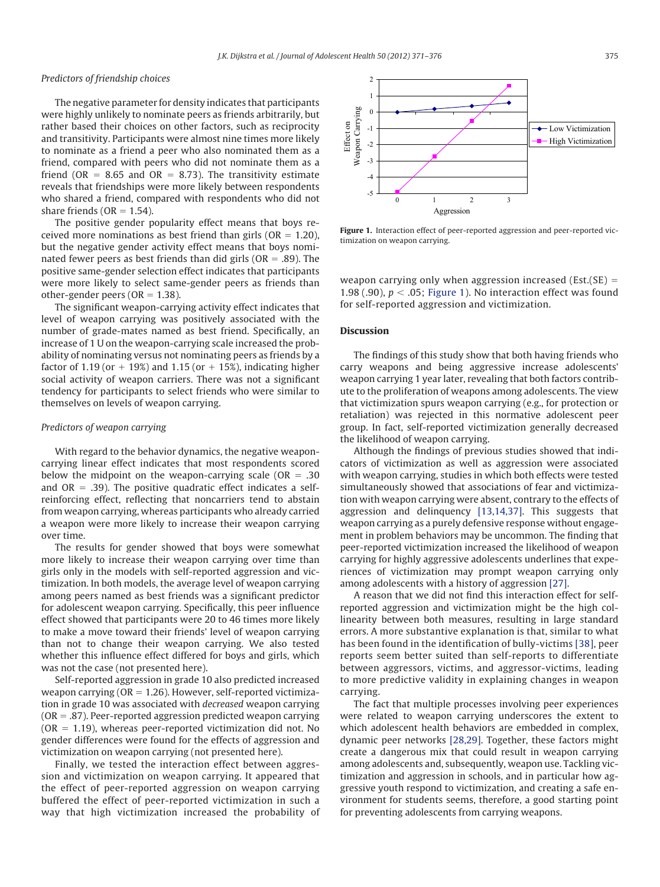### Predictors of friendship choices

The negative parameter for density indicates that participants were highly unlikely to nominate peers as friends arbitrarily, but rather based their choices on other factors, such as reciprocity and transitivity. Participants were almost nine times more likely to nominate as a friend a peer who also nominated them as a friend, compared with peers who did not nominate them as a friend (OR = 8.65 and OR = 8.73). The transitivity estimate reveals that friendships were more likely between respondents who shared a friend, compared with respondents who did not share friends (OR = 1.54).

The positive gender popularity effect means that boys received more nominations as best friend than girls (OR = 1.20), but the negative gender activity effect means that boys nominated fewer peers as best friends than did girls (OR = .89). The positive same-gender selection effect indicates that participants were more likely to select same-gender peers as friends than other-gender peers (OR = 1.38).

The significant weapon-carrying activity effect indicates that level of weapon carrying was positively associated with the number of grade-mates named as best friend. Specifically, an increase of 1 U on the weapon-carrying scale increased the probability of nominating versus not nominating peers as friends by a factor of 1.19 (or + 19%) and 1.15 (or + 15%), indicating higher social activity of weapon carriers. There was not a significant tendency for participants to select friends who were similar to themselves on levels of weapon carrying.

### Predictors of weapon carrying

With regard to the behavior dynamics, the negative weapon-carrying linear effect indicates that most respondents scored below the midpoint on the weapon-carrying scale (OR = .30 and OR = .39). The positive quadratic effect indicates a self-reinforcing effect, reflecting that noncarriers tend to abstain from weapon carrying, whereas participants who already carried a weapon were more likely to increase their weapon carrying over time.

The results for gender showed that boys were somewhat more likely to increase their weapon carrying over time than girls only in the models with self-reported aggression and victimization. In both models, the average level of weapon carrying among peers named as best friends was a significant predictor for adolescent weapon carrying. Specifically, this peer influence effect showed that participants were 20 to 46 times more likely to make a move toward their friends' level of weapon carrying than not to change their weapon carrying. We also tested whether this influence effect differed for boys and girls, which was not the case (not presented here).

Self-reported aggression in grade 10 also predicted increased weapon carrying (OR = 1.26). However, self-reported victimization in grade 10 was associated with *decreased* weapon carrying (OR = .87). Peer-reported aggression predicted weapon carrying (OR = 1.19), whereas peer-reported victimization did not. No gender differences were found for the effects of aggression and victimization on weapon carrying (not presented here).

Finally, we tested the interaction effect between aggression and victimization on weapon carrying. It appeared that the effect of peer-reported aggression on weapon carrying buffered the effect of peer-reported victimization in such a way that high victimization increased the probability of weapon carrying only when aggression increased (Est.(SE) = 1.98 (.90), $p < .05$; Figure 1). No interaction effect was found for self-reported aggression and victimization.

**Figure 1.** Interaction effect of peer-reported aggression and peer-reported victimization on weapon carrying.

## Discussion

The findings of this study show that both having friends who carry weapons and being aggressive increase adolescents' weapon carrying 1 year later, revealing that both factors contribute to the proliferation of weapons among adolescents. The view that victimization spurs weapon carrying (e.g., for protection or retaliation) was rejected in this normative adolescent peer group. In fact, self-reported victimization generally decreased the likelihood of weapon carrying.

Although the findings of previous studies showed that indicators of victimization as well as aggression were associated with weapon carrying, studies in which both effects were tested simultaneously showed that associations of fear and victimization with weapon carrying were absent, contrary to the effects of aggression and delinquency [13,14,37]. This suggests that weapon carrying as a purely defensive response without engagement in problem behaviors may be uncommon. The finding that peer-reported victimization increased the likelihood of weapon carrying for highly aggressive adolescents underlines that experiences of victimization may prompt weapon carrying only among adolescents with a history of aggression [27].

A reason that we did not find this interaction effect for self-reported aggression and victimization might be the high collinearity between both measures, resulting in large standard errors. A more substantive explanation is that, similar to what has been found in the identification of bully-victims [38], peer reports seem better suited than self-reports to differentiate between aggressors, victims, and aggressor-victims, leading to more predictive validity in explaining changes in weapon carrying.

The fact that multiple processes involving peer experiences were related to weapon carrying underscores the extent to which adolescent health behaviors are embedded in complex, dynamic peer networks [28,29]. Together, these factors might create a dangerous mix that could result in weapon carrying among adolescents and, subsequently, weapon use. Tackling victimization and aggression in schools, and in particular how aggressive youth respond to victimization, and creating a safe environment for students seems, therefore, a good starting point for preventing adolescents from carrying weapons.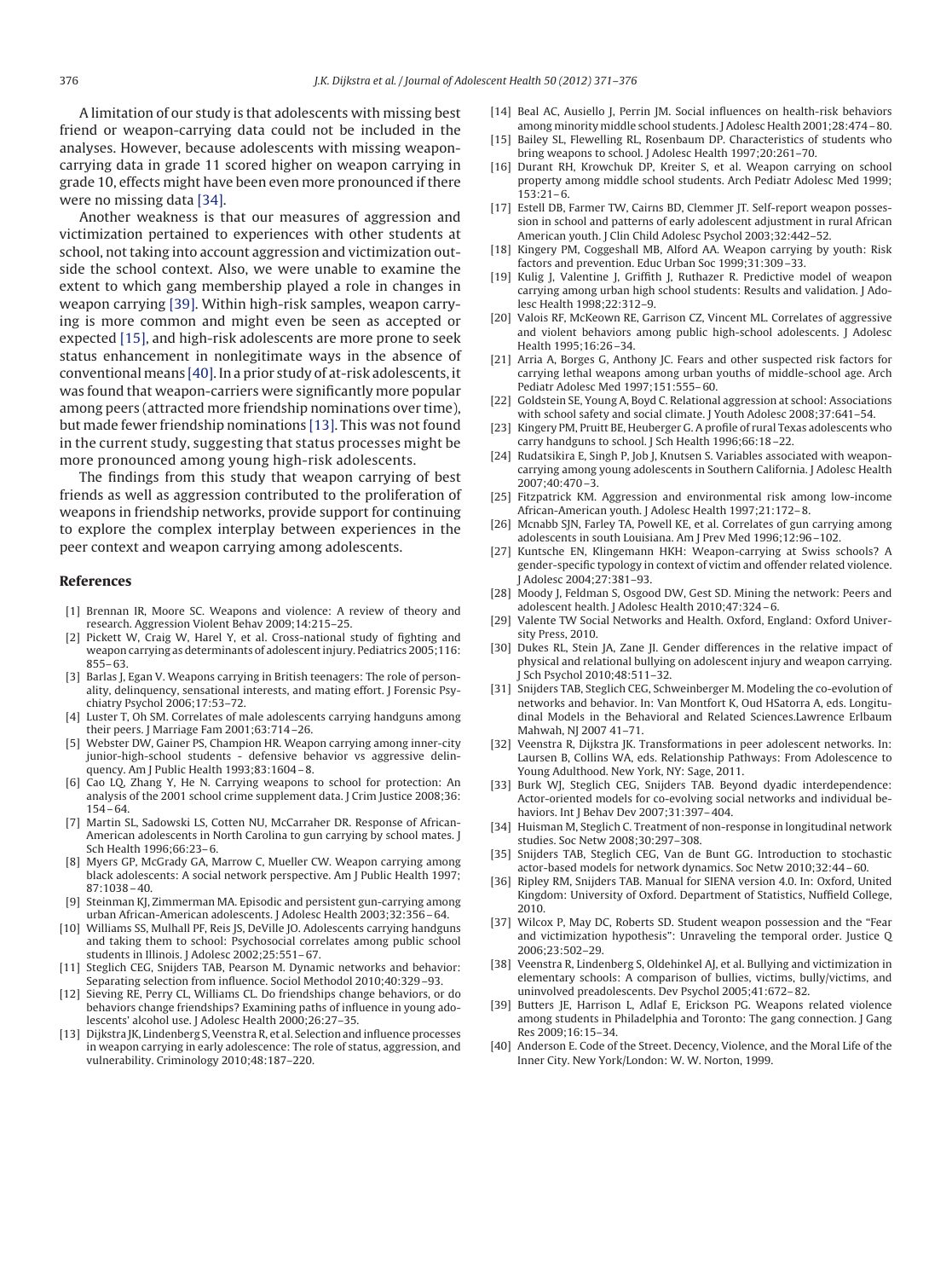A limitation of our study is that adolescents with missing best friend or weapon-carrying data could not be included in the analyses. However, because adolescents with missing weapon-carrying data in grade 11 scored higher on weapon carrying in grade 10, effects might have been even more pronounced if there were no missing data [34].

Another weakness is that our measures of aggression and victimization pertained to experiences with other students at school, not taking into account aggression and victimization outside the school context. Also, we were unable to examine the extent to which gang membership played a role in changes in weapon carrying [39]. Within high-risk samples, weapon carrying is more common and might even be seen as accepted or expected [15], and high-risk adolescents are more prone to seek status enhancement in nonlegitimate ways in the absence of conventional means [40]. In a prior study of at-risk adolescents, it was found that weapon-carriers were significantly more popular among peers (attracted more friendship nominations over time), but made fewer friendship nominations [13]. This was not found in the current study, suggesting that status processes might be more pronounced among young high-risk adolescents.

The findings from this study that weapon carrying of best friends as well as aggression contributed to the proliferation of weapons in friendship networks, provide support for continuing to explore the complex interplay between experiences in the peer context and weapon carrying among adolescents.

## References

[1] Brennan IR, Moore SC. Weapons and violence: A review of theory and research. Aggression Violent Behav 2009;14:215–25.

[2] Pickett W, Craig W, Harel Y, et al. Cross-national study of fighting and weapon carrying as determinants of adolescent injury. Pediatrics 2005;116:855–63.

[3] Barlas J, Egan V. Weapons carrying in British teenagers: The role of personality, delinquency, sensational interests, and mating effort. J Forensic Psychiatry Psychol 2006;17:53–72.

[4] Luster T, Oh SM. Correlates of male adolescents carrying handguns among their peers. J Marriage Fam 2001;63:714–26.

[5] Webster DW, Gainer PS, Champion HR. Weapon carrying among inner-city junior-high-school students - defensive behavior vs aggressive delinquency. Am J Public Health 1993;83:1604–8.

[6] Cao LQ, Zhang Y, He N. Carrying weapons to school for protection: An analysis of the 2001 school crime supplement data. J Crim Justice 2008;36:154–64.

[7] Martin SL, Sadowski LS, Cotten NU, McCarraher DR. Response of African-American adolescents in North Carolina to gun carrying by school mates. J Sch Health 1996;66:23–6.

[8] Myers GP, McGrady GA, Marrow C, Mueller CW. Weapon carrying among black adolescents: A social network perspective. Am J Public Health 1997;87:1038–40.

[9] Steinman KJ, Zimmerman MA. Episodic and persistent gun-carrying among urban African-American adolescents. J Adolesc Health 2003;32:356–64.

[10] Williams SS, Mulhall PF, Reis JS, DeVille JO. Adolescents carrying handguns and taking them to school: Psychosocial correlates among public school students in Illinois. J Adolesc 2002;25:551–67.

[11] Steglich CEG, Snijders TAB, Pearson M. Dynamic networks and behavior: Separating selection from influence. Sociol Methodol 2010;40:329–93.

[12] Sieving RE, Perry CL, Williams CL. Do friendships change behaviors, or do behaviors change friendships? Examining paths of influence in young adolescents' alcohol use. J Adolesc Health 2000;26:27–35.

[13] Dijkstra JK, Lindenberg S, Veenstra R, et al. Selection and influence processes in weapon carrying in early adolescence: The role of status, aggression, and vulnerability. Criminology 2010;48:187–220.

[14] Beal AC, Ausiello J, Perrin JM. Social influences on health-risk behaviors among minority middle school students. J Adolesc Health 2001;28:474–80.

[15] Bailey SL, Flewelling RL, Rosenbaum DP. Characteristics of students who bring weapons to school. J Adolesc Health 1997;20:261–70.

[16] Durant RH, Krowchuk DP, Kreiter S, et al. Weapon carrying on school property among middle school students. Arch Pediatr Adolesc Med 1999;153:21–6.

[17] Estell DB, Farmer TW, Cairns BD, Clemmer JT. Self-report weapon possession in school and patterns of early adolescent adjustment in rural African American youth. J Clin Child Adolesc Psychol 2003;32:442–52.

[18] Kingery PM, Coggeshall MB, Alford AA. Weapon carrying by youth: Risk factors and prevention. Educ Urban Soc 1999;31:309–33.

[19] Kulig J, Valentine J, Griffith J, Ruthazer R. Predictive model of weapon carrying among urban high school students: Results and validation. J Adolesc Health 1998;22:312–9.

[20] Valois RF, McKeown RE, Garrison CZ, Vincent ML. Correlates of aggressive and violent behaviors among public high-school adolescents. J Adolesc Health 1995;16:26–34.

[21] Arria A, Borges G, Anthony JC. Fears and other suspected risk factors for carrying lethal weapons among urban youths of middle-school age. Arch Pediatr Adolesc Med 1997;151:555–60.

[22] Goldstein SE, Young A, Boyd C. Relational aggression at school: Associations with school safety and social climate. J Youth Adolesc 2008;37:641–54.

[23] Kingery PM, Pruitt BE, Heuberger G. A profile of rural Texas adolescents who carry handguns to school. J Sch Health 1996;66:18–22.

[24] Rudatsikira E, Singh P, Job J, Knutsen S. Variables associated with weapon-carrying among young adolescents in Southern California. J Adolesc Health 2007;40:470–3.

[25] Fitzpatrick KM. Aggression and environmental risk among low-income African-American youth. J Adolesc Health 1997;21:172–8.

[26] Mcnabb SJN, Farley TA, Powell KE, et al. Correlates of gun carrying among adolescents in south Louisiana. Am J Prev Med 1996;12:96–102.

[27] Kuntsche EN, Klingemann HKH: Weapon-carrying at Swiss schools? A gender-specific typology in context of victim and offender related violence. J Adolesc 2004;27:381–93.

[28] Moody J, Feldman S, Osgood DW, Gest SD. Mining the network: Peers and adolescent health. J Adolesc Health 2010;47:324–6.

[29] Valente TW Social Networks and Health. Oxford, England: Oxford University Press, 2010.

[30] Dukes RL, Stein JA, Zane JI. Gender differences in the relative impact of physical and relational bullying on adolescent injury and weapon carrying. J Sch Psychol 2010;48:511–32.

[31] Snijders TAB, Steglich CEG, Schweinberger M. Modeling the co-evolution of networks and behavior. In: Van Montfort K, Oud HSatorra A, eds. Longitudinal Models in the Behavioral and Related Sciences.Lawrence Erlbaum Mahwah, NJ 2007 41–71.

[32] Veenstra R, Dijkstra JK. Transformations in peer adolescent networks. In: Laursen B, Collins WA, eds. Relationship Pathways: From Adolescence to Young Adulthood. New York, NY: Sage, 2011.

[33] Burk WJ, Steglich CEG, Snijders TAB. Beyond dyadic interdependence: Actor-oriented models for co-evolving social networks and individual behaviors. Int J Behav Dev 2007;31:397–404.

[34] Huisman M, Steglich C. Treatment of non-response in longitudinal network studies. Soc Netw 2008;30:297–308.

[35] Snijders TAB, Steglich CEG, Van de Bunt GG. Introduction to stochastic actor-based models for network dynamics. Soc Netw 2010;32:44–60.

[36] Ripley RM, Snijders TAB. Manual for SIENA version 4.0. In: Oxford, United Kingdom: University of Oxford. Department of Statistics, Nuffield College, 2010.

[37] Wilcox P, May DC, Roberts SD. Student weapon possession and the "Fear and victimization hypothesis": Unraveling the temporal order. Justice Q 2006;23:502–29.

[38] Veenstra R, Lindenberg S, Oldehinkel AJ, et al. Bullying and victimization in elementary schools: A comparison of bullies, victims, bully/victims, and uninvolved preadolescents. Dev Psychol 2005;41:672–82.

[39] Butters JE, Harrison L, Adlaf E, Erickson PG. Weapons related violence among students in Philadelphia and Toronto: The gang connection. J Gang Res 2009;16:15–34.

[40] Anderson E. Code of the Street. Decency, Violence, and the Moral Life of the Inner City. New York/London: W. W. Norton, 1999.